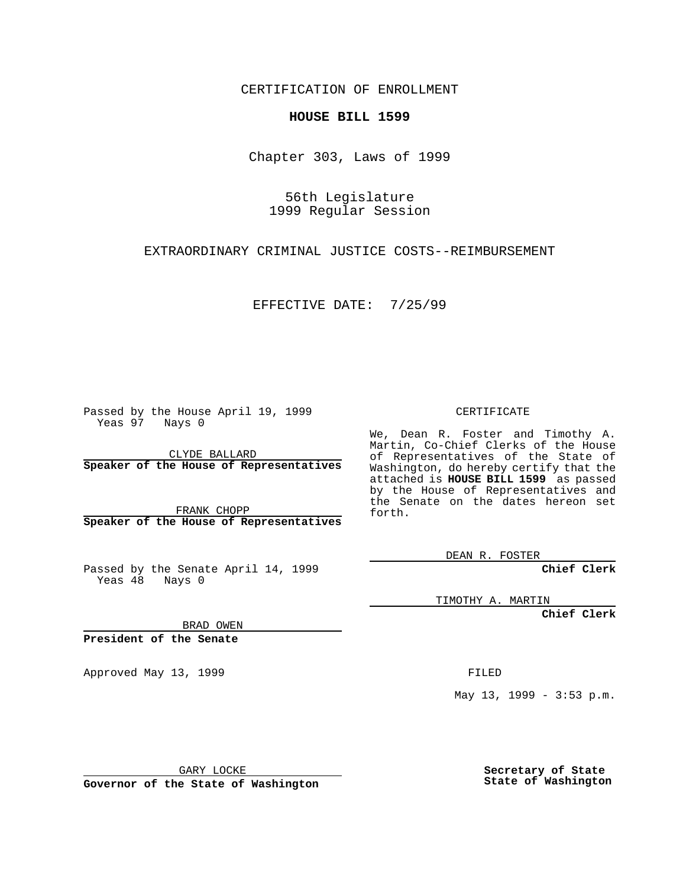CERTIFICATION OF ENROLLMENT

**HOUSE BILL 1599**

Chapter 303, Laws of 1999

56th Legislature
1999 Regular Session

EXTRAORDINARY CRIMINAL JUSTICE COSTS--REIMBURSEMENT

EFFECTIVE DATE: 7/25/99

Passed by the House April 19, 1999
Yeas 97 Nays 0

CLYDE BALLARD
**Speaker of the House of Representatives**

FRANK CHOPP
**Speaker of the House of Representatives**

Passed by the Senate April 14, 1999
Yeas 48 Nays 0

BRAD OWEN
**President of the Senate**

Approved May 13, 1999

GARY LOCKE
**Governor of the State of Washington**

CERTIFICATE

We, Dean R. Foster and Timothy A. Martin, Co-Chief Clerks of the House of Representatives of the State of Washington, do hereby certify that the attached is **HOUSE BILL 1599** as passed by the House of Representatives and the Senate on the dates hereon set forth.

DEAN R. FOSTER
**Chief Clerk**

TIMOTHY A. MARTIN
**Chief Clerk**

FILED

May 13, 1999 - 3:53 p.m.

**Secretary of State**
**State of Washington**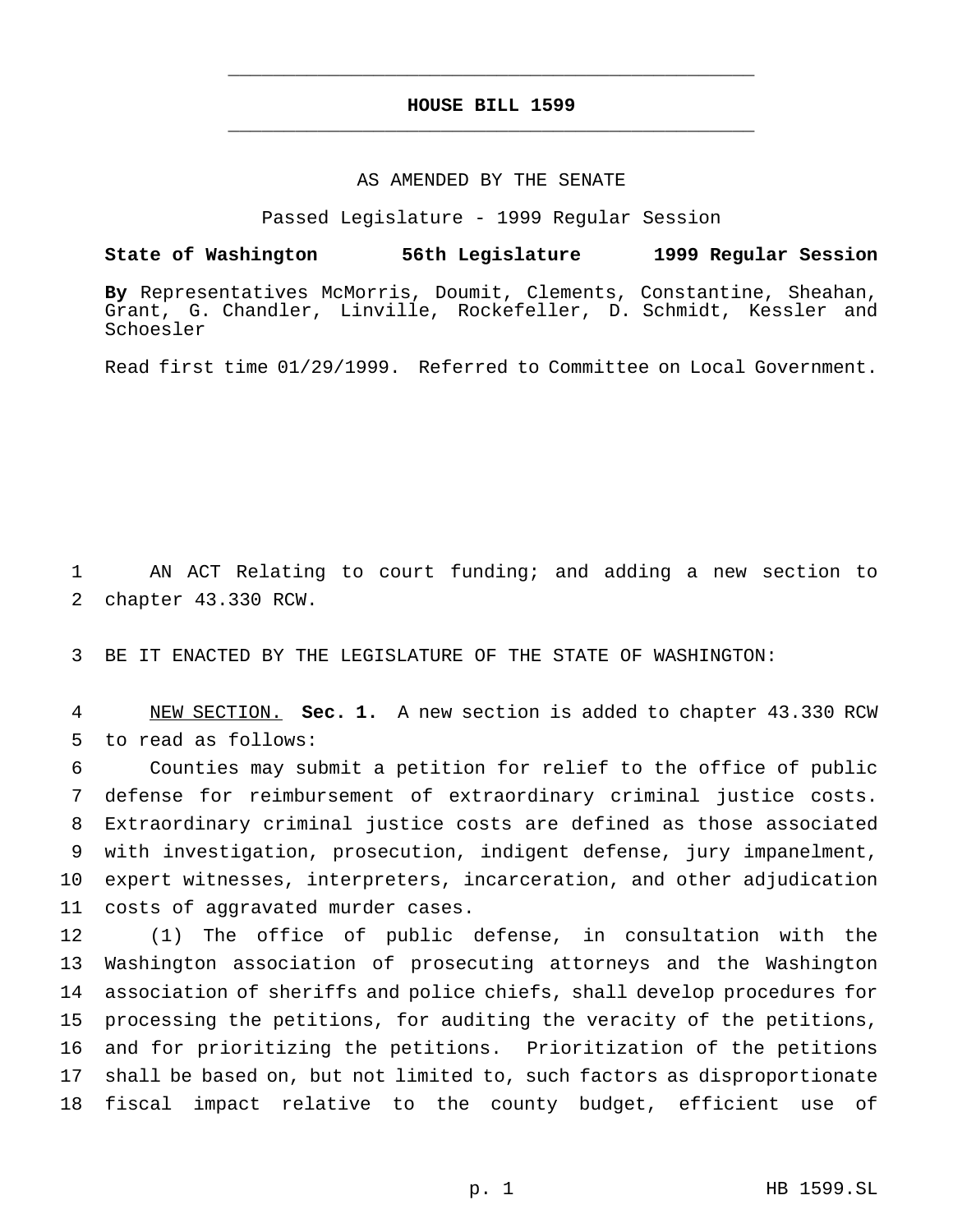# HOUSE BILL 1599

AS AMENDED BY THE SENATE

Passed Legislature - 1999 Regular Session

**State of Washington 56th Legislature 1999 Regular Session**

**By** Representatives McMorris, Doumit, Clements, Constantine, Sheahan, Grant, G. Chandler, Linville, Rockefeller, D. Schmidt, Kessler and Schoesler

Read first time 01/29/1999. Referred to Committee on Local Government.

1 AN ACT Relating to court funding; and adding a new section to
2 chapter 43.330 RCW.

3 BE IT ENACTED BY THE LEGISLATURE OF THE STATE OF WASHINGTON:

4 NEW SECTION. **Sec. 1.** A new section is added to chapter 43.330 RCW
5 to read as follows:

6 Counties may submit a petition for relief to the office of public
7 defense for reimbursement of extraordinary criminal justice costs.
8 Extraordinary criminal justice costs are defined as those associated
9 with investigation, prosecution, indigent defense, jury impanelment,
10 expert witnesses, interpreters, incarceration, and other adjudication
11 costs of aggravated murder cases.

12 (1) The office of public defense, in consultation with the
13 Washington association of prosecuting attorneys and the Washington
14 association of sheriffs and police chiefs, shall develop procedures for
15 processing the petitions, for auditing the veracity of the petitions,
16 and for prioritizing the petitions. Prioritization of the petitions
17 shall be based on, but not limited to, such factors as disproportionate
18 fiscal impact relative to the county budget, efficient use of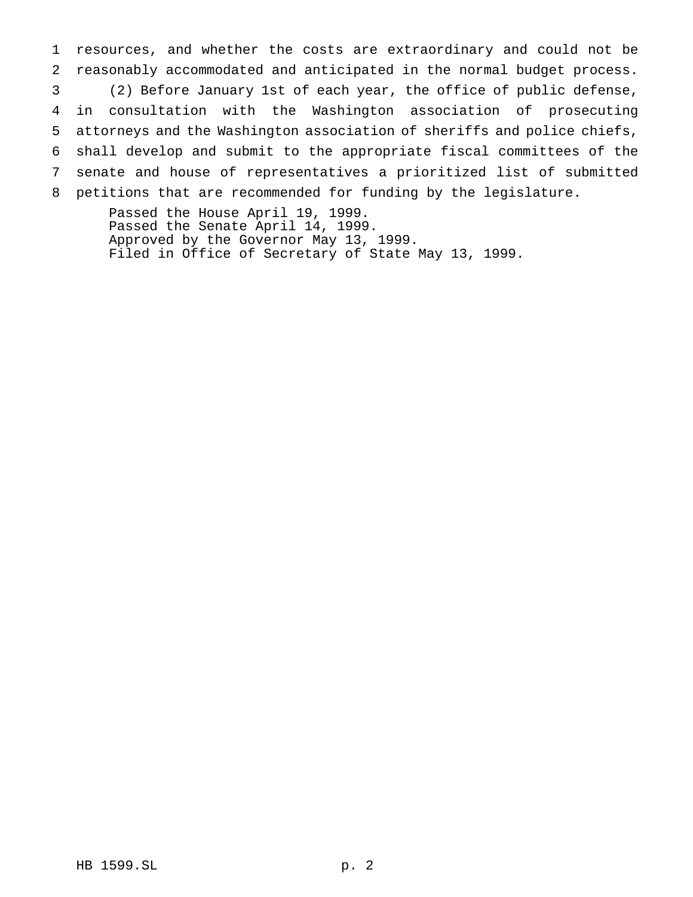resources, and whether the costs are extraordinary and could not be reasonably accommodated and anticipated in the normal budget process.

(2) Before January 1st of each year, the office of public defense, in consultation with the Washington association of prosecuting attorneys and the Washington association of sheriffs and police chiefs, shall develop and submit to the appropriate fiscal committees of the senate and house of representatives a prioritized list of submitted petitions that are recommended for funding by the legislature.

Passed the House April 19, 1999.
Passed the Senate April 14, 1999.
Approved by the Governor May 13, 1999.
Filed in Office of Secretary of State May 13, 1999.